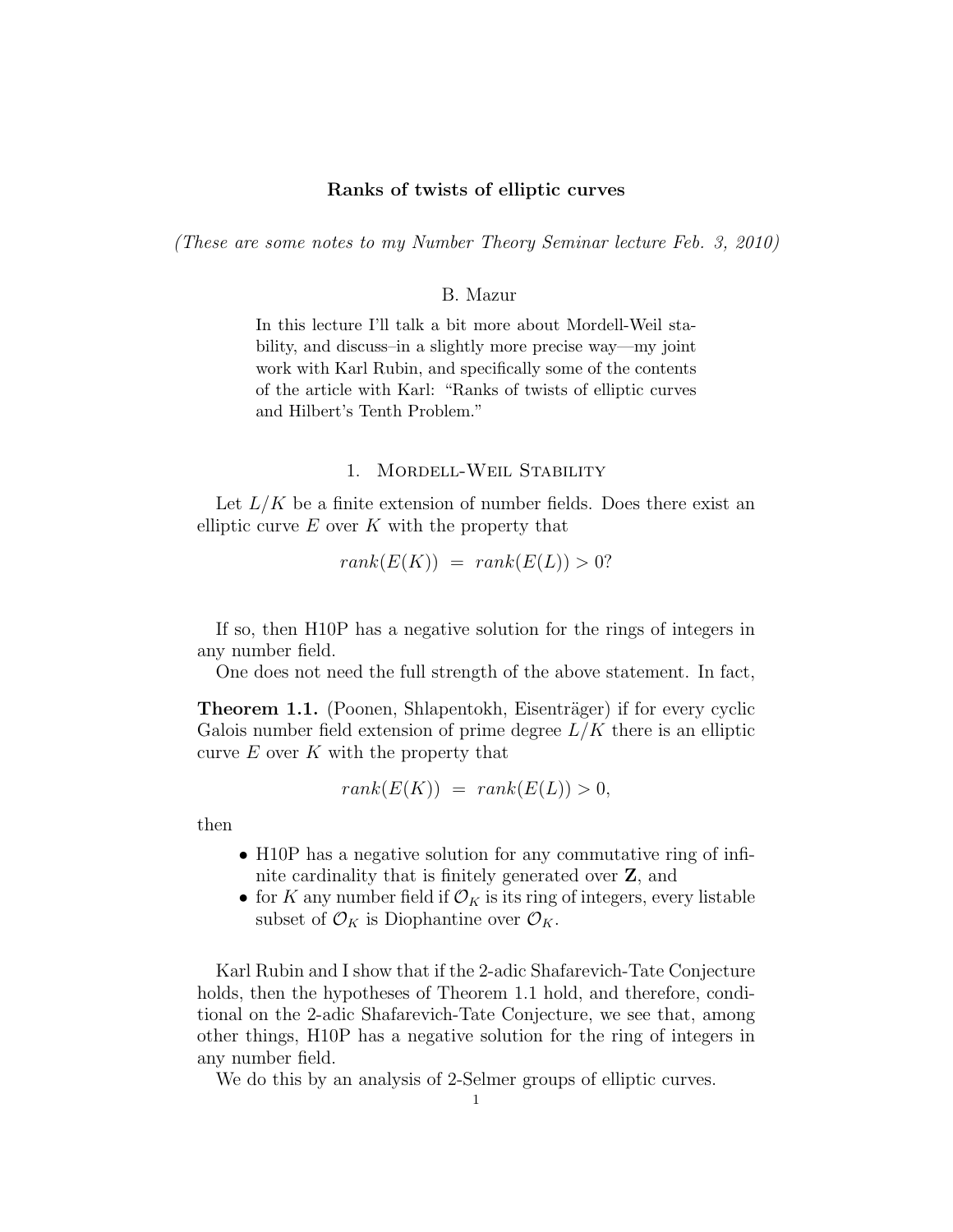# Ranks of twists of elliptic curves

*(These are some notes to my Number Theory Seminar lecture Feb. 3, 2010)*

B. Mazur

In this lecture I'll talk a bit more about Mordell-Weil stability, and discuss–in a slightly more precise way—my joint work with Karl Rubin, and specifically some of the contents of the article with Karl: "Ranks of twists of elliptic curves and Hilbert's Tenth Problem."

## 1. Mordell-Weil Stability

Let $L/K$ be a finite extension of number fields. Does there exist an elliptic curve $E$ over $K$ with the property that

$$rank(E(K)) \;=\; rank(E(L)) > 0?$$

If so, then H10P has a negative solution for the rings of integers in any number field.

One does not need the full strength of the above statement. In fact,

**Theorem 1.1.** (Poonen, Shlapentokh, Eisenträger) if for every cyclic Galois number field extension of prime degree $L/K$ there is an elliptic curve $E$ over $K$ with the property that

$$rank(E(K)) \;=\; rank(E(L)) > 0,$$

then

- H10P has a negative solution for any commutative ring of infinite cardinality that is finitely generated over $\mathbf{Z}$, and
- for $K$ any number field if $\mathcal{O}_K$ is its ring of integers, every listable subset of $\mathcal{O}_K$ is Diophantine over $\mathcal{O}_K$.

Karl Rubin and I show that if the 2-adic Shafarevich-Tate Conjecture holds, then the hypotheses of Theorem 1.1 hold, and therefore, conditional on the 2-adic Shafarevich-Tate Conjecture, we see that, among other things, H10P has a negative solution for the ring of integers in any number field.

We do this by an analysis of 2-Selmer groups of elliptic curves.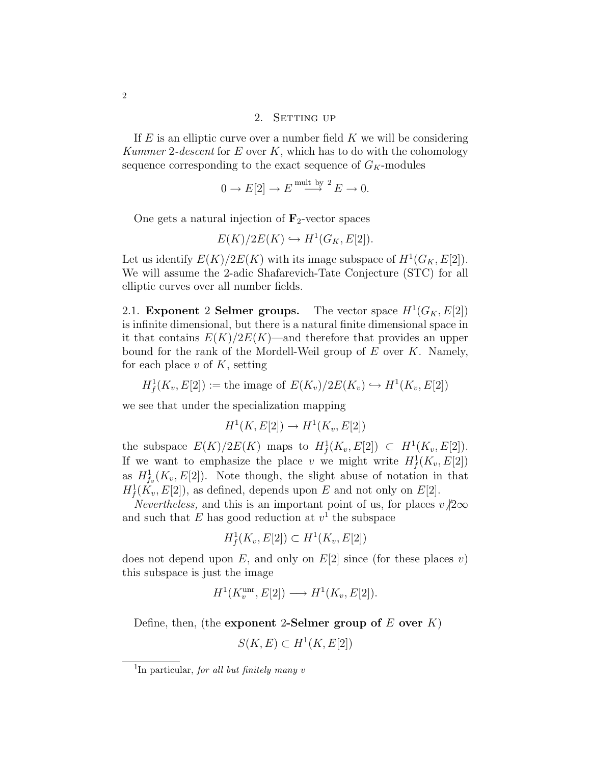## 2. Setting up

If $E$ is an elliptic curve over a number field $K$ we will be considering *Kummer 2-descent* for $E$ over $K$, which has to do with the cohomology sequence corresponding to the exact sequence of $G_K$-modules

$$0 \to E[2] \to E \overset{\text{mult by } 2}{\longrightarrow} E \to 0.$$

One gets a natural injection of $\mathbf{F}_2$-vector spaces

$$E(K)/2E(K) \hookrightarrow H^1(G_K, E[2]).$$

Let us identify $E(K)/2E(K)$ with its image subspace of $H^1(G_K, E[2])$. We will assume the 2-adic Shafarevich-Tate Conjecture (STC) for all elliptic curves over all number fields.

**2.1. Exponent 2 Selmer groups.** The vector space $H^1(G_K, E[2])$ is infinite dimensional, but there is a natural finite dimensional space in it that contains $E(K)/2E(K)$—and therefore that provides an upper bound for the rank of the Mordell-Weil group of $E$ over $K$. Namely, for each place $v$ of $K$, setting

$$H^1_f(K_v, E[2]) := \text{the image of } E(K_v)/2E(K_v) \hookrightarrow H^1(K_v, E[2])$$

we see that under the specialization mapping

$$H^1(K, E[2]) \to H^1(K_v, E[2])$$

the subspace $E(K)/2E(K)$ maps to $H^1_f(K_v, E[2]) \subset H^1(K_v, E[2])$. If we want to emphasize the place $v$ we might write $H^1_f(K_v, E[2])$ as $H^1_{f_v}(K_v, E[2])$. Note though, the slight abuse of notation in that $H^1_f(K_v, E[2])$, as defined, depends upon $E$ and not only on $E[2]$.

*Nevertheless,* and this is an important point of us, for places $v \not| 2\infty$ and such that $E$ has good reduction at $v$[1] the subspace

$$H^1_f(K_v, E[2]) \subset H^1(K_v, E[2])$$

does not depend upon $E$, and only on $E[2]$ since (for these places $v$) this subspace is just the image

$$H^1(K_v^{\text{unr}}, E[2]) \longrightarrow H^1(K_v, E[2]).$$

Define, then, (the **exponent 2-Selmer group of $E$ over $K$**)

$$S(K, E) \subset H^1(K, E[2])$$

[1] In particular, *for all but finitely many $v$*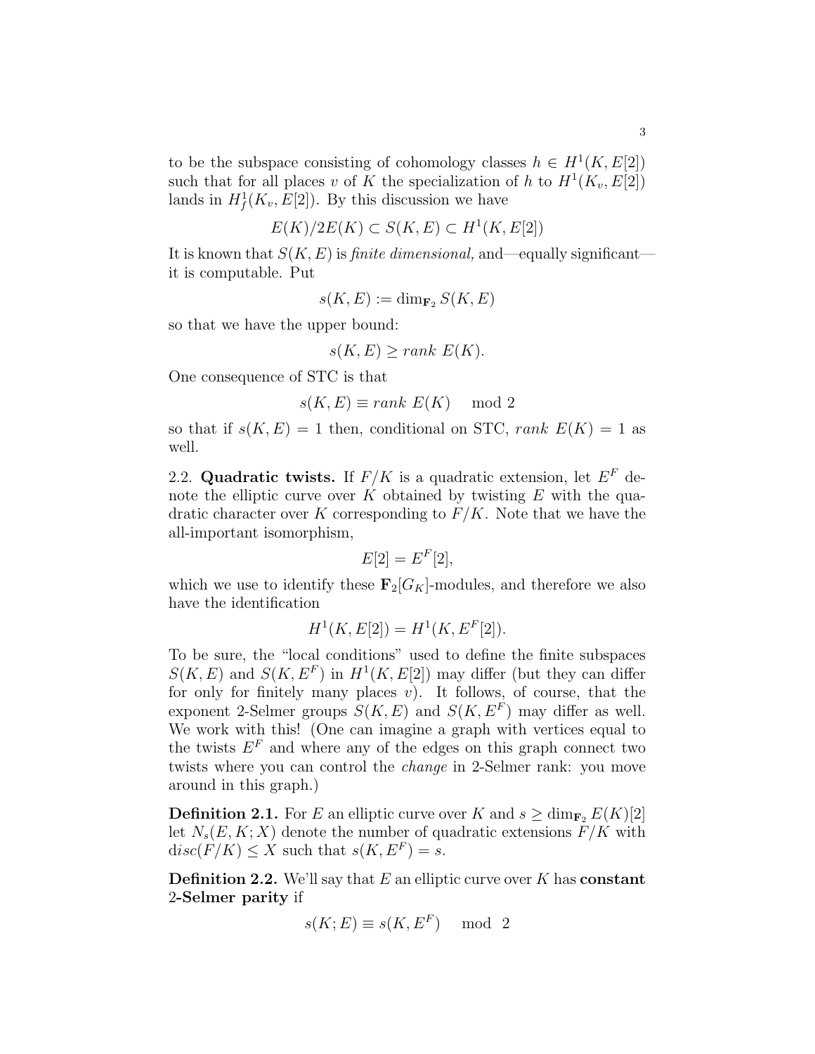to be the subspace consisting of cohomology classes $h \in H^1(K, E[2])$ such that for all places $v$ of $K$ the specialization of $h$ to $H^1(K_v, E[2])$ lands in $H^1_f(K_v, E[2])$. By this discussion we have

$$E(K)/2E(K) \subset S(K, E) \subset H^1(K, E[2])$$

It is known that $S(K, E)$ is *finite dimensional,* and—equally significant—it is computable. Put

$$s(K, E) := \dim_{\mathbf{F}_2} S(K, E)$$

so that we have the upper bound:

$$s(K, E) \geq rank\ E(K).$$

One consequence of STC is that

$$s(K, E) \equiv rank\ E(K) \mod 2$$

so that if $s(K, E) = 1$ then, conditional on STC, $rank\ E(K) = 1$ as well.

2.2. **Quadratic twists.** If $F/K$ is a quadratic extension, let $E^F$ denote the elliptic curve over $K$ obtained by twisting $E$ with the quadratic character over $K$ corresponding to $F/K$. Note that we have the all-important isomorphism,

$$E[2] = E^F[2],$$

which we use to identify these $\mathbf{F}_2[G_K]$-modules, and therefore we also have the identification

$$H^1(K, E[2]) = H^1(K, E^F[2]).$$

To be sure, the "local conditions" used to define the finite subspaces $S(K, E)$ and $S(K, E^F)$ in $H^1(K, E[2])$ may differ (but they can differ for only for finitely many places $v$). It follows, of course, that the exponent 2-Selmer groups $S(K, E)$ and $S(K, E^F)$ may differ as well. We work with this! (One can imagine a graph with vertices equal to the twists $E^F$ and where any of the edges on this graph connect two twists where you can control the *change* in 2-Selmer rank: you move around in this graph.)

**Definition 2.1.** For $E$ an elliptic curve over $K$ and $s \geq \dim_{\mathbf{F}_2} E(K)[2]$ let $N_s(E, K; X)$ denote the number of quadratic extensions $F/K$ with $disc(F/K) \leq X$ such that $s(K, E^F) = s$.

**Definition 2.2.** We'll say that $E$ an elliptic curve over $K$ has **constant 2-Selmer parity** if

$$s(K; E) \equiv s(K, E^F) \mod 2$$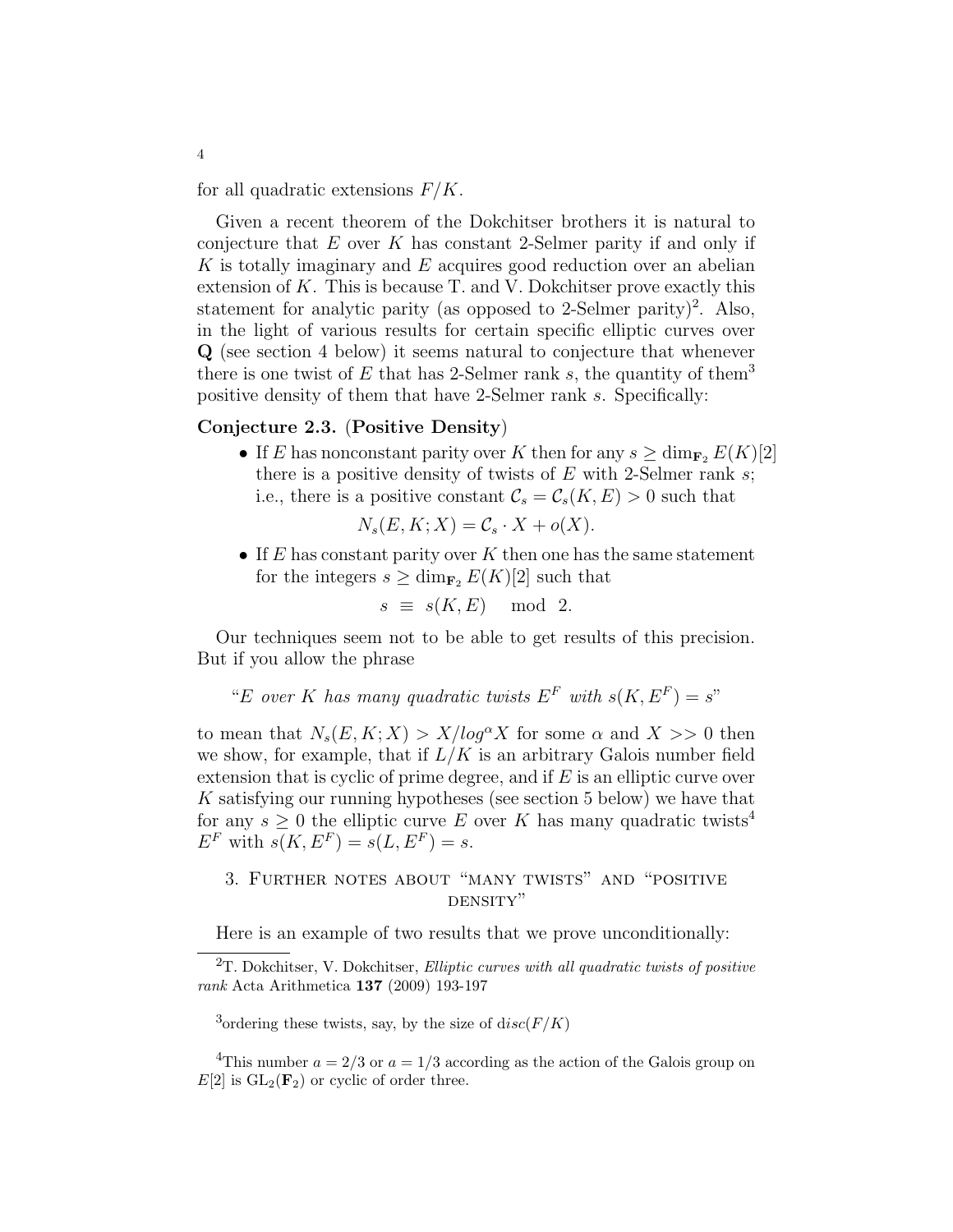for all quadratic extensions $F/K$.

Given a recent theorem of the Dokchitser brothers it is natural to conjecture that $E$ over $K$ has constant 2-Selmer parity if and only if $K$ is totally imaginary and $E$ acquires good reduction over an abelian extension of $K$. This is because T. and V. Dokchitser prove exactly this statement for analytic parity (as opposed to 2-Selmer parity)[2]. Also, in the light of various results for certain specific elliptic curves over $\mathbf{Q}$ (see section 4 below) it seems natural to conjecture that whenever there is one twist of $E$ that has 2-Selmer rank $s$, the quantity of them[3] positive density of them that have 2-Selmer rank $s$. Specifically:

**Conjecture 2.3.** (**Positive Density**)

- If $E$ has nonconstant parity over $K$ then for any $s \geq \dim_{\mathbf{F}_2} E(K)[2]$ there is a positive density of twists of $E$ with 2-Selmer rank $s$; i.e., there is a positive constant $\mathcal{C}_s = \mathcal{C}_s(K, E) > 0$ such that
$$N_s(E, K; X) = \mathcal{C}_s \cdot X + o(X).$$
- If $E$ has constant parity over $K$ then one has the same statement for the integers $s \geq \dim_{\mathbf{F}_2} E(K)[2]$ such that
$$s \equiv s(K, E) \mod 2.$$

Our techniques seem not to be able to get results of this precision. But if you allow the phrase

"*$E$ over $K$ has many quadratic twists $E^F$ with $s(K, E^F) = s$*"

to mean that $N_s(E, K; X) > X/log^{\alpha} X$ for some $\alpha$ and $X >> 0$ then we show, for example, that if $L/K$ is an arbitrary Galois number field extension that is cyclic of prime degree, and if $E$ is an elliptic curve over $K$ satisfying our running hypotheses (see section 5 below) we have that for any $s \geq 0$ the elliptic curve $E$ over $K$ has many quadratic twists[4] $E^F$ with $s(K, E^F) = s(L, E^F) = s$.

## 3. Further notes about "many twists" and "positive density"

Here is an example of two results that we prove unconditionally:

---

[2] T. Dokchitser, V. Dokchitser, *Elliptic curves with all quadratic twists of positive rank* Acta Arithmetica **137** (2009) 193-197

[3] ordering these twists, say, by the size of $disc(F/K)$

[4] This number $a = 2/3$ or $a = 1/3$ according as the action of the Galois group on $E[2]$ is $\mathrm{GL}_2(\mathbf{F}_2)$ or cyclic of order three.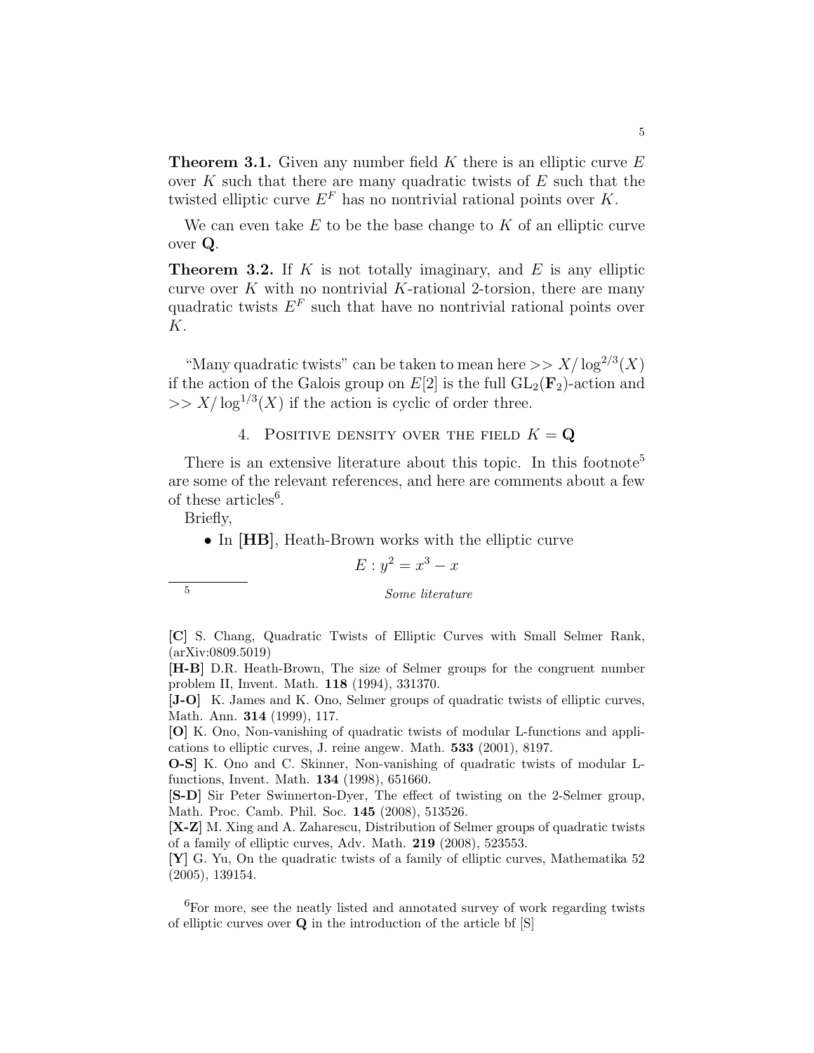**Theorem 3.1.** Given any number field $K$ there is an elliptic curve $E$ over $K$ such that there are many quadratic twists of $E$ such that the twisted elliptic curve $E^F$ has no nontrivial rational points over $K$.

We can even take $E$ to be the base change to $K$ of an elliptic curve over $\mathbf{Q}$.

**Theorem 3.2.** If $K$ is not totally imaginary, and $E$ is any elliptic curve over $K$ with no nontrivial $K$-rational 2-torsion, there are many quadratic twists $E^F$ such that have no nontrivial rational points over $K$.

"Many quadratic twists" can be taken to mean here $>> X/\log^{2/3}(X)$ if the action of the Galois group on $E[2]$ is the full $\mathrm{GL}_2(\mathbf{F}_2)$-action and $>> X/\log^{1/3}(X)$ if the action is cyclic of order three.

## 4. Positive density over the field $K = \mathbf{Q}$

There is an extensive literature about this topic. In this footnote[5] are some of the relevant references, and here are comments about a few of these articles[6].

Briefly,

- In **[HB]**, Heath-Brown works with the elliptic curve

$$E : y^2 = x^3 - x$$

---

[5] *Some literature*

**[C]** S. Chang, Quadratic Twists of Elliptic Curves with Small Selmer Rank, (arXiv:0809.5019)

**[H-B]** D.R. Heath-Brown, The size of Selmer groups for the congruent number problem II, Invent. Math. **118** (1994), 331370.

**[J-O]** K. James and K. Ono, Selmer groups of quadratic twists of elliptic curves, Math. Ann. **314** (1999), 117.

**[O]** K. Ono, Non-vanishing of quadratic twists of modular L-functions and applications to elliptic curves, J. reine angew. Math. **533** (2001), 8197.

**O-S]** K. Ono and C. Skinner, Non-vanishing of quadratic twists of modular L-functions, Invent. Math. **134** (1998), 651660.

**[S-D]** Sir Peter Swinnerton-Dyer, The effect of twisting on the 2-Selmer group, Math. Proc. Camb. Phil. Soc. **145** (2008), 513526.

**[X-Z]** M. Xing and A. Zaharescu, Distribution of Selmer groups of quadratic twists of a family of elliptic curves, Adv. Math. **219** (2008), 523553.

**[Y]** G. Yu, On the quadratic twists of a family of elliptic curves, Mathematika 52 (2005), 139154.

[6] For more, see the neatly listed and annotated survey of work regarding twists of elliptic curves over $\mathbf{Q}$ in the introduction of the article bf [S]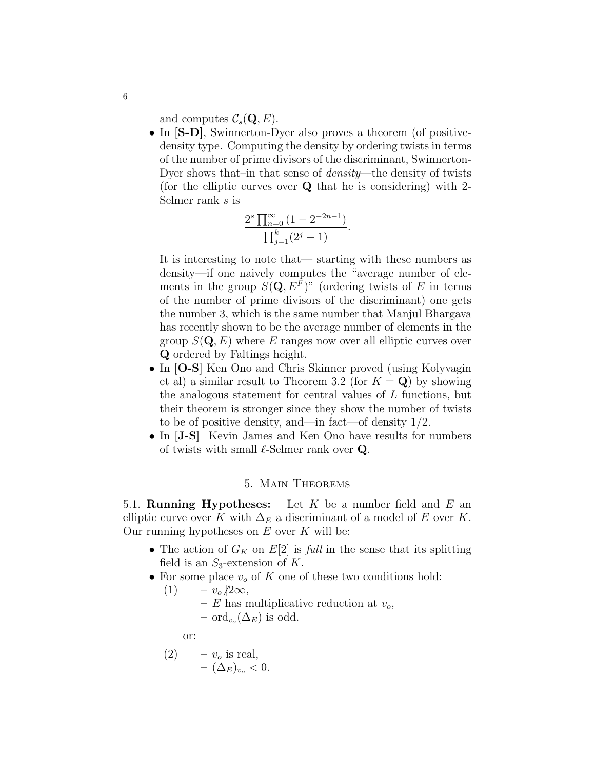and computes $\mathcal{C}_s(\mathbf{Q}, E)$.

- In **[S-D]**, Swinnerton-Dyer also proves a theorem (of positive-density type. Computing the density by ordering twists in terms of the number of prime divisors of the discriminant, Swinnerton-Dyer shows that–in that sense of *density*—the density of twists (for the elliptic curves over $\mathbf{Q}$ that he is considering) with 2-Selmer rank $s$ is

$$\frac{2^s \prod_{n=0}^{\infty}(1-2^{-2n-1})}{\prod_{j=1}^{k}(2^j-1)}.$$

  It is interesting to note that— starting with these numbers as density—if one naively computes the "average number of elements in the group $S(\mathbf{Q}, E^F)$" (ordering twists of $E$ in terms of the number of prime divisors of the discriminant) one gets the number 3, which is the same number that Manjul Bhargava has recently shown to be the average number of elements in the group $S(\mathbf{Q}, E)$ where $E$ ranges now over all elliptic curves over $\mathbf{Q}$ ordered by Faltings height.
- In **[O-S]** Ken Ono and Chris Skinner proved (using Kolyvagin et al) a similar result to Theorem 3.2 (for $K = \mathbf{Q}$) by showing the analogous statement for central values of $L$ functions, but their theorem is stronger since they show the number of twists to be of positive density, and—in fact—of density 1/2.
- In **[J-S]** Kevin James and Ken Ono have results for numbers of twists with small $\ell$-Selmer rank over $\mathbf{Q}$.

## 5. Main Theorems

5.1. **Running Hypotheses:** Let $K$ be a number field and $E$ an elliptic curve over $K$ with $\Delta_E$ a discriminant of a model of $E$ over $K$. Our running hypotheses on $E$ over $K$ will be:

- The action of $G_K$ on $E[2]$ is *full* in the sense that its splitting field is an $S_3$-extension of $K$.
- For some place $v_o$ of $K$ one of these two conditions hold:

  (1)
  - $v_o \not| 2\infty$,
  - $E$ has multiplicative reduction at $v_o$,
  - $\mathrm{ord}_{v_o}(\Delta_E)$ is odd.

  or:

  (2)
  - $v_o$ is real,
  - $(\Delta_E)_{v_o} < 0$.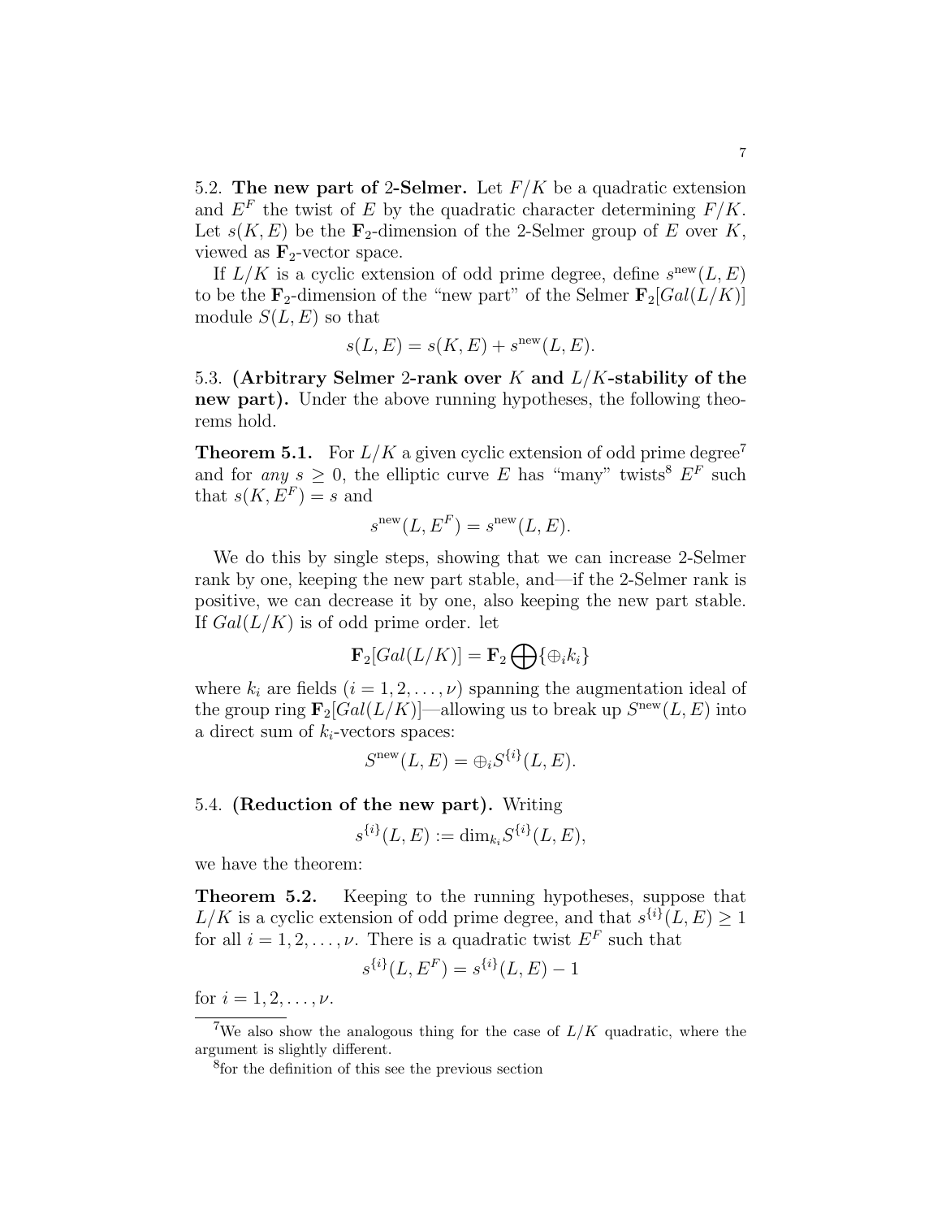5.2. **The new part of 2-Selmer.** Let $F/K$ be a quadratic extension and $E^F$ the twist of $E$ by the quadratic character determining $F/K$. Let $s(K, E)$ be the $\mathbf{F}_2$-dimension of the 2-Selmer group of $E$ over $K$, viewed as $\mathbf{F}_2$-vector space.

If $L/K$ is a cyclic extension of odd prime degree, define $s^{\rm new}(L, E)$ to be the $\mathbf{F}_2$-dimension of the "new part" of the Selmer $\mathbf{F}_2[Gal(L/K)]$ module $S(L, E)$ so that

$$s(L, E) = s(K, E) + s^{\rm new}(L, E).$$

5.3. **(Arbitrary Selmer 2-rank over $K$ and $L/K$-stability of the new part).** Under the above running hypotheses, the following theorems hold.

**Theorem 5.1.** For $L/K$ a given cyclic extension of odd prime degree[7] and for *any* $s \geq 0$, the elliptic curve $E$ has "many" twists[8] $E^F$ such that $s(K, E^F) = s$ and

$$s^{\rm new}(L, E^F) = s^{\rm new}(L, E).$$

We do this by single steps, showing that we can increase 2-Selmer rank by one, keeping the new part stable, and—if the 2-Selmer rank is positive, we can decrease it by one, also keeping the new part stable. If $Gal(L/K)$ is of odd prime order. let

$$\mathbf{F}_2[Gal(L/K)] = \mathbf{F}_2 \bigoplus \{\oplus_i k_i\}$$

where $k_i$ are fields ($i = 1, 2, \ldots, \nu$) spanning the augmentation ideal of the group ring $\mathbf{F}_2[Gal(L/K)]$—allowing us to break up $S^{\rm new}(L, E)$ into a direct sum of $k_i$-vectors spaces:

$$S^{\rm new}(L, E) = \oplus_i S^{\{i\}}(L, E).$$

5.4. **(Reduction of the new part).** Writing

$$s^{\{i\}}(L, E) := \dim_{k_i} S^{\{i\}}(L, E),$$

we have the theorem:

**Theorem 5.2.** Keeping to the running hypotheses, suppose that $L/K$ is a cyclic extension of odd prime degree, and that $s^{\{i\}}(L, E) \geq 1$ for all $i = 1, 2, \ldots, \nu$. There is a quadratic twist $E^F$ such that

$$s^{\{i\}}(L, E^F) = s^{\{i\}}(L, E) - 1$$

for $i = 1, 2, \ldots, \nu$.

---

[7] We also show the analogous thing for the case of $L/K$ quadratic, where the argument is slightly different.

[8] for the definition of this see the previous section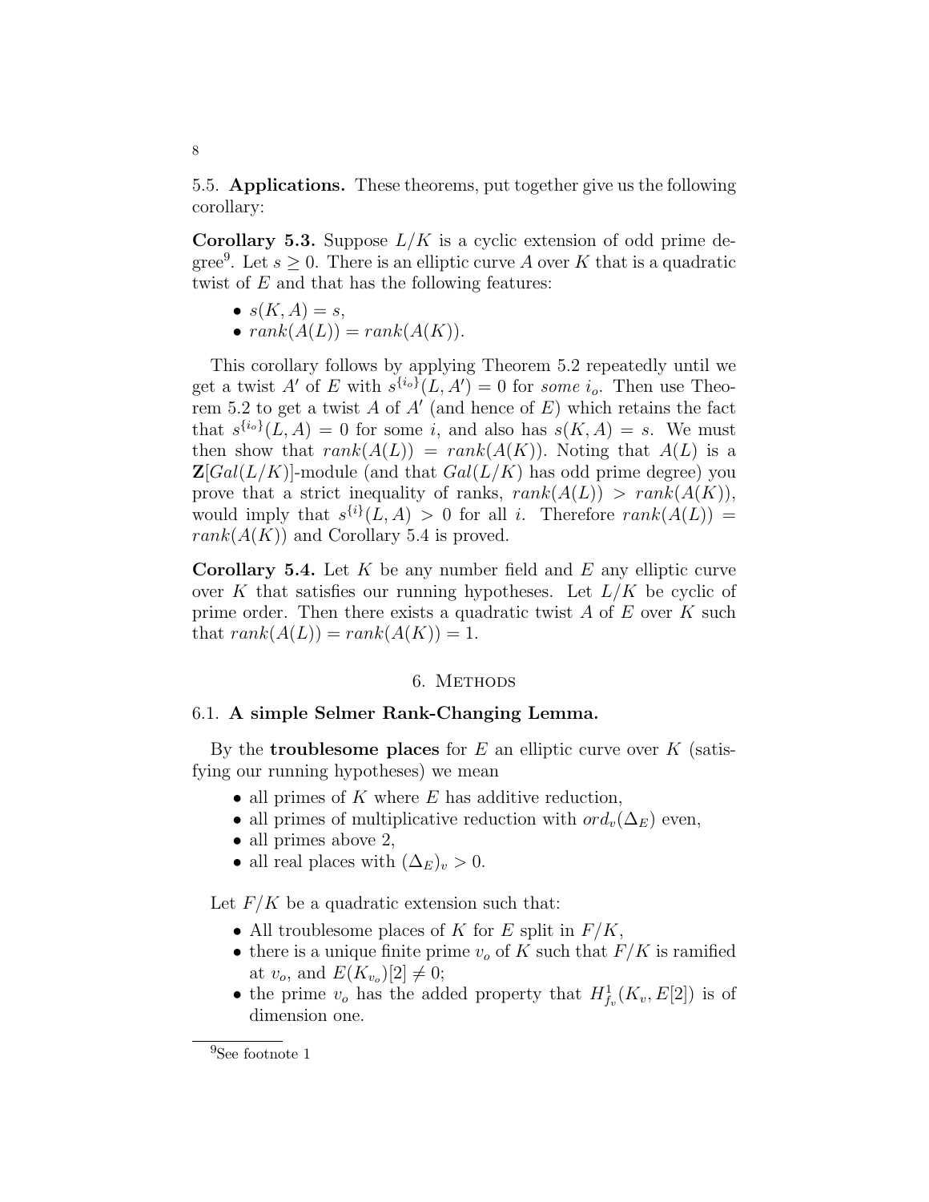5.5. **Applications.** These theorems, put together give us the following corollary:

**Corollary 5.3.** Suppose $L/K$ is a cyclic extension of odd prime degree[9]. Let $s \geq 0$. There is an elliptic curve $A$ over $K$ that is a quadratic twist of $E$ and that has the following features:

- $s(K, A) = s$,
- $rank(A(L)) = rank(A(K))$.

This corollary follows by applying Theorem 5.2 repeatedly until we get a twist $A'$ of $E$ with $s^{\{i_o\}}(L, A') = 0$ for *some* $i_o$. Then use Theorem 5.2 to get a twist $A$ of $A'$ (and hence of $E$) which retains the fact that $s^{\{i_o\}}(L, A) = 0$ for some $i$, and also has $s(K, A) = s$. We must then show that $rank(A(L)) = rank(A(K))$. Noting that $A(L)$ is a $\mathbf{Z}[Gal(L/K)]$-module (and that $Gal(L/K)$ has odd prime degree) you prove that a strict inequality of ranks, $rank(A(L)) > rank(A(K))$, would imply that $s^{\{i\}}(L, A) > 0$ for all $i$. Therefore $rank(A(L)) = rank(A(K))$ and Corollary 5.4 is proved.

**Corollary 5.4.** Let $K$ be any number field and $E$ any elliptic curve over $K$ that satisfies our running hypotheses. Let $L/K$ be cyclic of prime order. Then there exists a quadratic twist $A$ of $E$ over $K$ such that $rank(A(L)) = rank(A(K)) = 1$.

## 6. Methods

### 6.1. A simple Selmer Rank-Changing Lemma.

By the **troublesome places** for $E$ an elliptic curve over $K$ (satisfying our running hypotheses) we mean

- all primes of $K$ where $E$ has additive reduction,
- all primes of multiplicative reduction with $ord_v(\Delta_E)$ even,
- all primes above 2,
- all real places with $(\Delta_E)_v > 0$.

Let $F/K$ be a quadratic extension such that:

- All troublesome places of $K$ for $E$ split in $F/K$,
- there is a unique finite prime $v_o$ of $K$ such that $F/K$ is ramified at $v_o$, and $E(K_{v_o})[2] \neq 0$;
- the prime $v_o$ has the added property that $H^1_{f_v}(K_v, E[2])$ is of dimension one.

[9] See footnote 1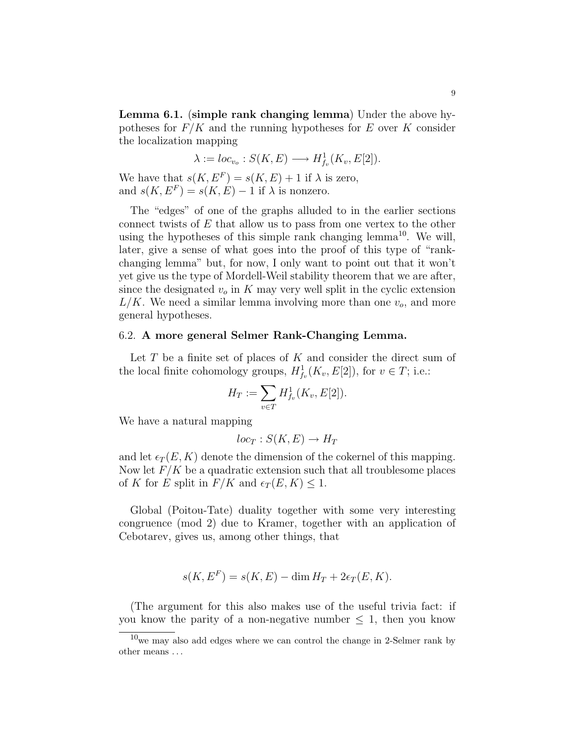**Lemma 6.1.** (**simple rank changing lemma**) Under the above hypotheses for $F/K$ and the running hypotheses for $E$ over $K$ consider the localization mapping

$$\lambda := loc_{v_o} : S(K, E) \longrightarrow H^1_{f_v}(K_v, E[2]).$$

We have that $s(K, E^F) = s(K, E) + 1$ if $\lambda$ is zero, and $s(K, E^F) = s(K, E) - 1$ if $\lambda$ is nonzero.

The "edges" of one of the graphs alluded to in the earlier sections connect twists of $E$ that allow us to pass from one vertex to the other using the hypotheses of this simple rank changing lemma[10]. We will, later, give a sense of what goes into the proof of this type of "rank-changing lemma" but, for now, I only want to point out that it won't yet give us the type of Mordell-Weil stability theorem that we are after, since the designated $v_o$ in $K$ may very well split in the cyclic extension $L/K$. We need a similar lemma involving more than one $v_o$, and more general hypotheses.

## 6.2. **A more general Selmer Rank-Changing Lemma.**

Let $T$ be a finite set of places of $K$ and consider the direct sum of the local finite cohomology groups, $H^1_{f_v}(K_v, E[2])$, for $v \in T$; i.e.:

$$H_T := \sum_{v \in T} H^1_{f_v}(K_v, E[2]).$$

We have a natural mapping

$$loc_T : S(K, E) \to H_T$$

and let $\epsilon_T(E, K)$ denote the dimension of the cokernel of this mapping. Now let $F/K$ be a quadratic extension such that all troublesome places of $K$ for $E$ split in $F/K$ and $\epsilon_T(E, K) \leq 1$.

Global (Poitou-Tate) duality together with some very interesting congruence (mod 2) due to Kramer, together with an application of Cebotarev, gives us, among other things, that

$$s(K, E^F) = s(K, E) - \dim H_T + 2\epsilon_T(E, K).$$

(The argument for this also makes use of the useful trivia fact: if you know the parity of a non-negative number $\leq 1$, then you know

[10] we may also add edges where we can control the change in 2-Selmer rank by other means . . .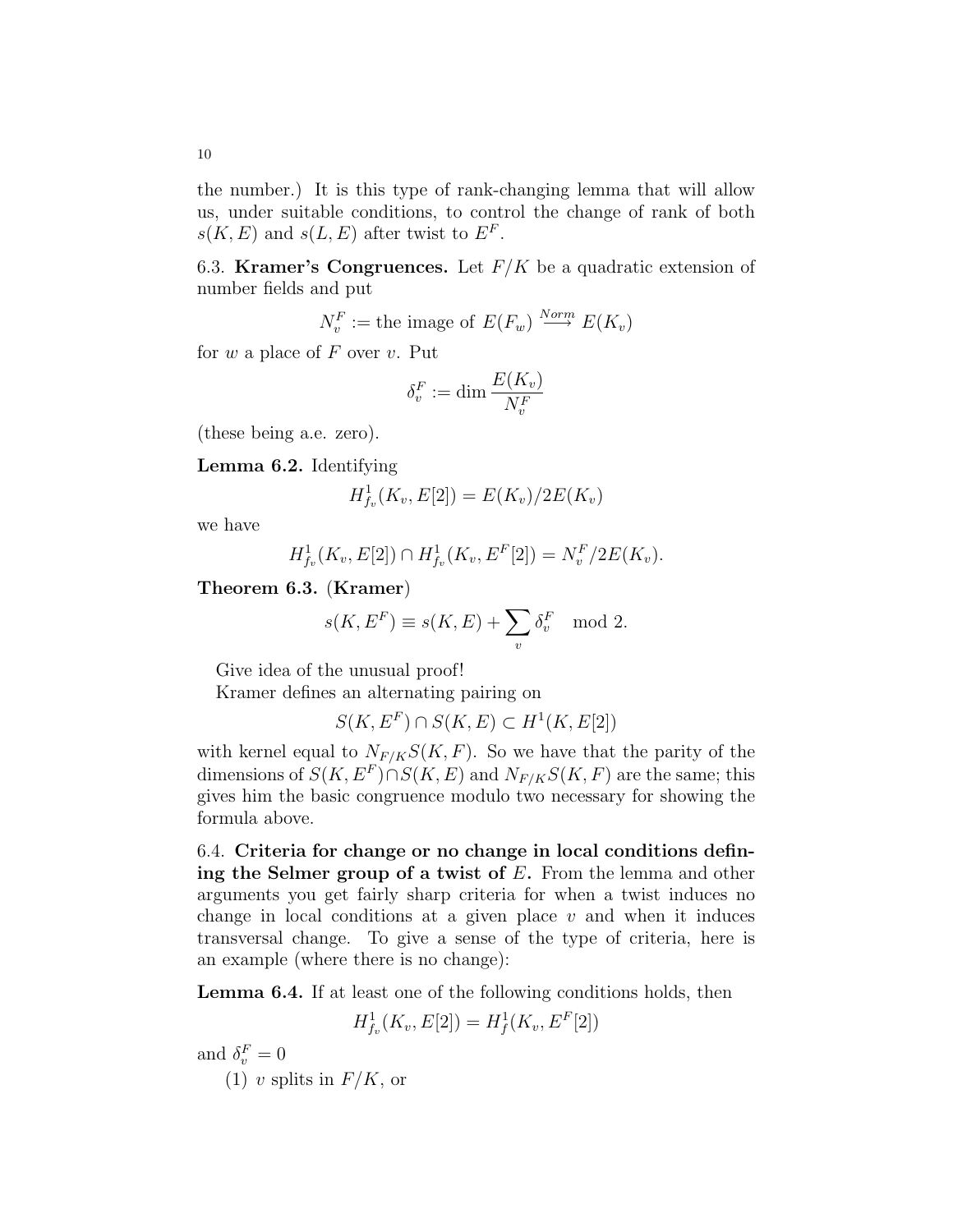the number.) It is this type of rank-changing lemma that will allow us, under suitable conditions, to control the change of rank of both $s(K,E)$ and $s(L,E)$ after twist to $E^F$.

6.3. **Kramer's Congruences.** Let $F/K$ be a quadratic extension of number fields and put

$$N_v^F := \text{the image of } E(F_w) \overset{Norm}{\longrightarrow} E(K_v)$$

for $w$ a place of $F$ over $v$. Put

$$\delta_v^F := \dim \frac{E(K_v)}{N_v^F}$$

(these being a.e. zero).

**Lemma 6.2.** Identifying

$$H^1_{f_v}(K_v, E[2]) = E(K_v)/2E(K_v)$$

we have

$$H^1_{f_v}(K_v, E[2]) \cap H^1_{f_v}(K_v, E^F[2]) = N_v^F/2E(K_v).$$

**Theorem 6.3.** (**Kramer**)

$$s(K, E^F) \equiv s(K,E) + \sum_v \delta_v^F \mod 2.$$

Give idea of the unusual proof!

Kramer defines an alternating pairing on

$$S(K, E^F) \cap S(K, E) \subset H^1(K, E[2])$$

with kernel equal to $N_{F/K}S(K,F)$. So we have that the parity of the dimensions of $S(K,E^F) \cap S(K,E)$ and $N_{F/K}S(K,F)$ are the same; this gives him the basic congruence modulo two necessary for showing the formula above.

6.4. **Criteria for change or no change in local conditions defining the Selmer group of a twist of $E$.** From the lemma and other arguments you get fairly sharp criteria for when a twist induces no change in local conditions at a given place $v$ and when it induces transversal change. To give a sense of the type of criteria, here is an example (where there is no change):

**Lemma 6.4.** If at least one of the following conditions holds, then

$$H^1_{f_v}(K_v, E[2]) = H^1_f(K_v, E^F[2])$$

and $\delta_v^F = 0$

(1) $v$ splits in $F/K$, or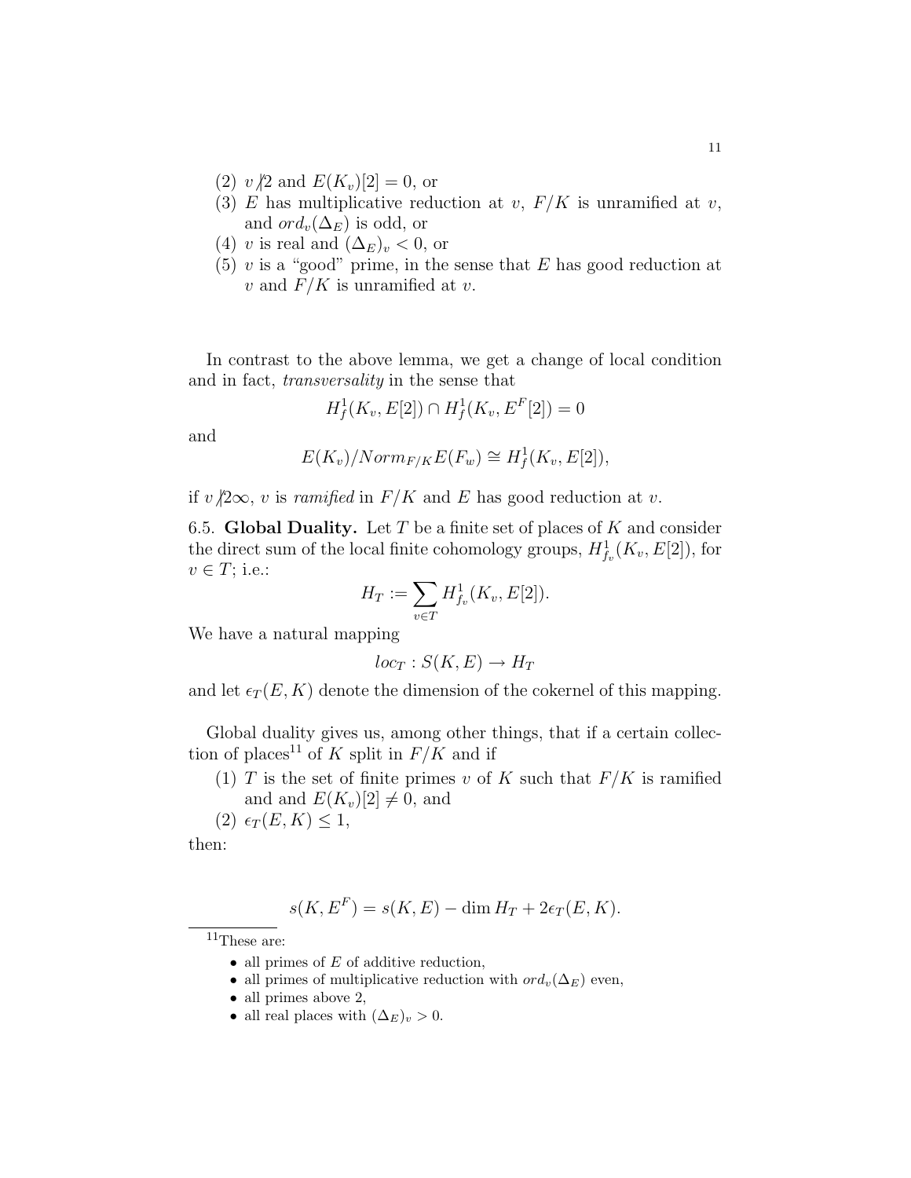(2) $v \not| 2$ and $E(K_v)[2] = 0$, or
(3) $E$ has multiplicative reduction at $v$, $F/K$ is unramified at $v$, and $ord_v(\Delta_E)$ is odd, or
(4) $v$ is real and $(\Delta_E)_v < 0$, or
(5) $v$ is a "good" prime, in the sense that $E$ has good reduction at $v$ and $F/K$ is unramified at $v$.

In contrast to the above lemma, we get a change of local condition and in fact, *transversality* in the sense that

$$H^1_f(K_v, E[2]) \cap H^1_f(K_v, E^F[2]) = 0$$

and

$$E(K_v)/Norm_{F/K}E(F_w) \cong H^1_f(K_v, E[2]),$$

if $v \not| 2\infty$, $v$ is *ramified* in $F/K$ and $E$ has good reduction at $v$.

6.5. **Global Duality.** Let $T$ be a finite set of places of $K$ and consider the direct sum of the local finite cohomology groups, $H^1_{f_v}(K_v, E[2])$, for $v \in T$; i.e.:

$$H_T := \sum_{v \in T} H^1_{f_v}(K_v, E[2]).$$

We have a natural mapping

$$loc_T : S(K, E) \to H_T$$

and let $\epsilon_T(E, K)$ denote the dimension of the cokernel of this mapping.

Global duality gives us, among other things, that if a certain collection of places[11] of $K$ split in $F/K$ and if

(1) $T$ is the set of finite primes $v$ of $K$ such that $F/K$ is ramified and and $E(K_v)[2] \neq 0$, and
(2) $\epsilon_T(E, K) \leq 1$,

then:

$$s(K, E^F) = s(K, E) - \dim H_T + 2\epsilon_T(E, K).$$

[11] These are:

- all primes of $E$ of additive reduction,
- all primes of multiplicative reduction with $ord_v(\Delta_E)$ even,
- all primes above 2,
- all real places with $(\Delta_E)_v > 0$.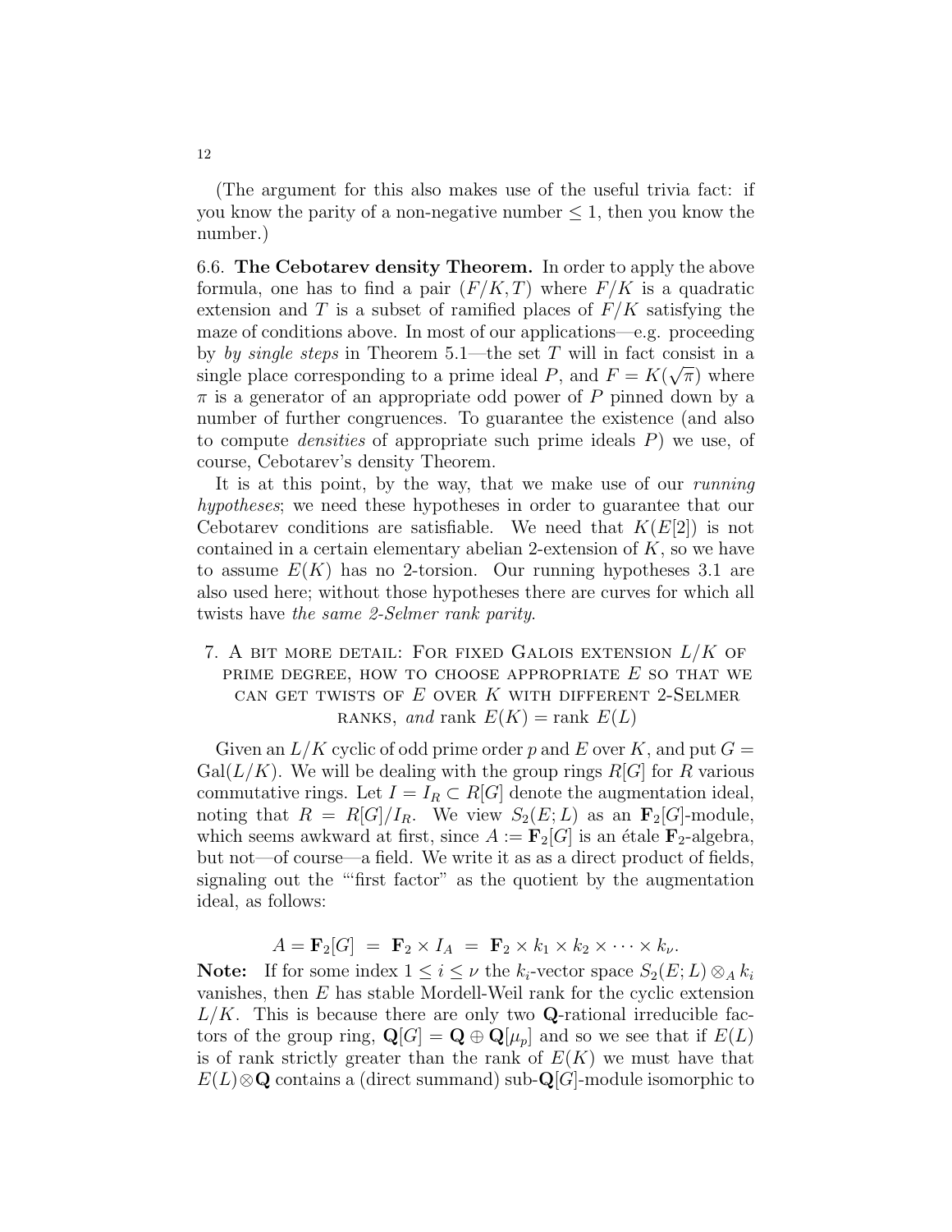(The argument for this also makes use of the useful trivia fact: if you know the parity of a non-negative number $\leq 1$, then you know the number.)

6.6. **The Cebotarev density Theorem.** In order to apply the above formula, one has to find a pair $(F/K, T)$ where $F/K$ is a quadratic extension and $T$ is a subset of ramified places of $F/K$ satisfying the maze of conditions above. In most of our applications—e.g. proceeding by *by single steps* in Theorem 5.1—the set $T$ will in fact consist in a single place corresponding to a prime ideal $P$, and $F = K(\sqrt{\pi})$ where $\pi$ is a generator of an appropriate odd power of $P$ pinned down by a number of further congruences. To guarantee the existence (and also to compute *densities* of appropriate such prime ideals $P$) we use, of course, Cebotarev's density Theorem.

It is at this point, by the way, that we make use of our *running hypotheses*; we need these hypotheses in order to guarantee that our Cebotarev conditions are satisfiable. We need that $K(E[2])$ is not contained in a certain elementary abelian 2-extension of $K$, so we have to assume $E(K)$ has no 2-torsion. Our running hypotheses 3.1 are also used here; without those hypotheses there are curves for which all twists have *the same 2-Selmer rank parity*.

## 7. A bit more detail: For fixed Galois extension $L/K$ of prime degree, how to choose appropriate $E$ so that we can get twists of $E$ over $K$ with different 2-Selmer ranks, *and* rank $E(K) = $ rank $E(L)$

Given an $L/K$ cyclic of odd prime order $p$ and $E$ over $K$, and put $G = \mathrm{Gal}(L/K)$. We will be dealing with the group rings $R[G]$ for $R$ various commutative rings. Let $I = I_R \subset R[G]$ denote the augmentation ideal, noting that $R = R[G]/I_R$. We view $S_2(E;L)$ as an $\mathbf{F}_2[G]$-module, which seems awkward at first, since $A := \mathbf{F}_2[G]$ is an étale $\mathbf{F}_2$-algebra, but not—of course—a field. We write it as as a direct product of fields, signaling out the "'first factor" as the quotient by the augmentation ideal, as follows:

$$A = \mathbf{F}_2[G] \;=\; \mathbf{F}_2 \times I_A \;=\; \mathbf{F}_2 \times k_1 \times k_2 \times \cdots \times k_\nu.$$

**Note:** If for some index $1 \leq i \leq \nu$ the $k_i$-vector space $S_2(E;L) \otimes_A k_i$ vanishes, then $E$ has stable Mordell-Weil rank for the cyclic extension $L/K$. This is because there are only two $\mathbf{Q}$-rational irreducible factors of the group ring, $\mathbf{Q}[G] = \mathbf{Q} \oplus \mathbf{Q}[\mu_p]$ and so we see that if $E(L)$ is of rank strictly greater than the rank of $E(K)$ we must have that $E(L) \otimes \mathbf{Q}$ contains a (direct summand) sub-$\mathbf{Q}[G]$-module isomorphic to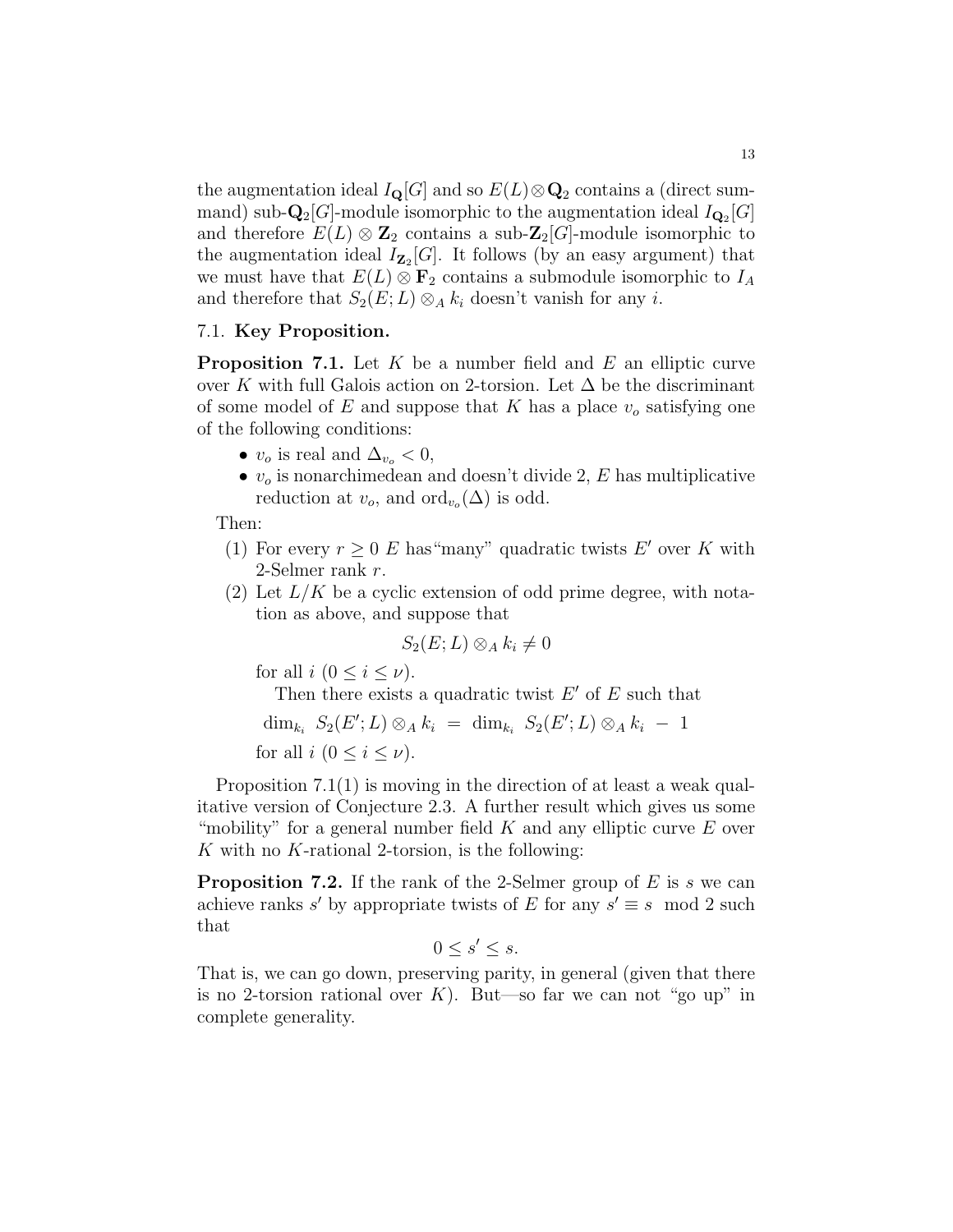the augmentation ideal $I_{\mathbf{Q}}[G]$ and so $E(L)\otimes\mathbf{Q}_2$ contains a (direct summand) sub-$\mathbf{Q}_2[G]$-module isomorphic to the augmentation ideal $I_{\mathbf{Q}_2}[G]$ and therefore $E(L)\otimes\mathbf{Z}_2$ contains a sub-$\mathbf{Z}_2[G]$-module isomorphic to the augmentation ideal $I_{\mathbf{Z}_2}[G]$. It follows (by an easy argument) that we must have that $E(L)\otimes\mathbf{F}_2$ contains a submodule isomorphic to $I_A$ and therefore that $S_2(E;L)\otimes_A k_i$ doesn't vanish for any $i$.

### 7.1. Key Proposition.

**Proposition 7.1.** Let $K$ be a number field and $E$ an elliptic curve over $K$ with full Galois action on 2-torsion. Let $\Delta$ be the discriminant of some model of $E$ and suppose that $K$ has a place $v_o$ satisfying one of the following conditions:

- $v_o$ is real and $\Delta_{v_o} < 0$,
- $v_o$ is nonarchimedean and doesn't divide 2, $E$ has multiplicative reduction at $v_o$, and $\mathrm{ord}_{v_o}(\Delta)$ is odd.

Then:

1. For every $r \geq 0$ $E$ has"many" quadratic twists $E'$ over $K$ with 2-Selmer rank $r$.
2. Let $L/K$ be a cyclic extension of odd prime degree, with notation as above, and suppose that

   $$S_2(E;L)\otimes_A k_i \neq 0$$

   for all $i$ $(0 \leq i \leq \nu)$.

   Then there exists a quadratic twist $E'$ of $E$ such that

   $$\dim_{k_i}\ S_2(E';L)\otimes_A k_i \ = \ \dim_{k_i}\ S_2(E';L)\otimes_A k_i \ - \ 1$$

   for all $i$ $(0 \leq i \leq \nu)$.

Proposition 7.1(1) is moving in the direction of at least a weak qualitative version of Conjecture 2.3. A further result which gives us some "mobility" for a general number field $K$ and any elliptic curve $E$ over $K$ with no $K$-rational 2-torsion, is the following:

**Proposition 7.2.** If the rank of the 2-Selmer group of $E$ is $s$ we can achieve ranks $s'$ by appropriate twists of $E$ for any $s' \equiv s \mod 2$ such that

$$0 \leq s' \leq s.$$

That is, we can go down, preserving parity, in general (given that there is no 2-torsion rational over $K$). But—so far we can not "go up" in complete generality.